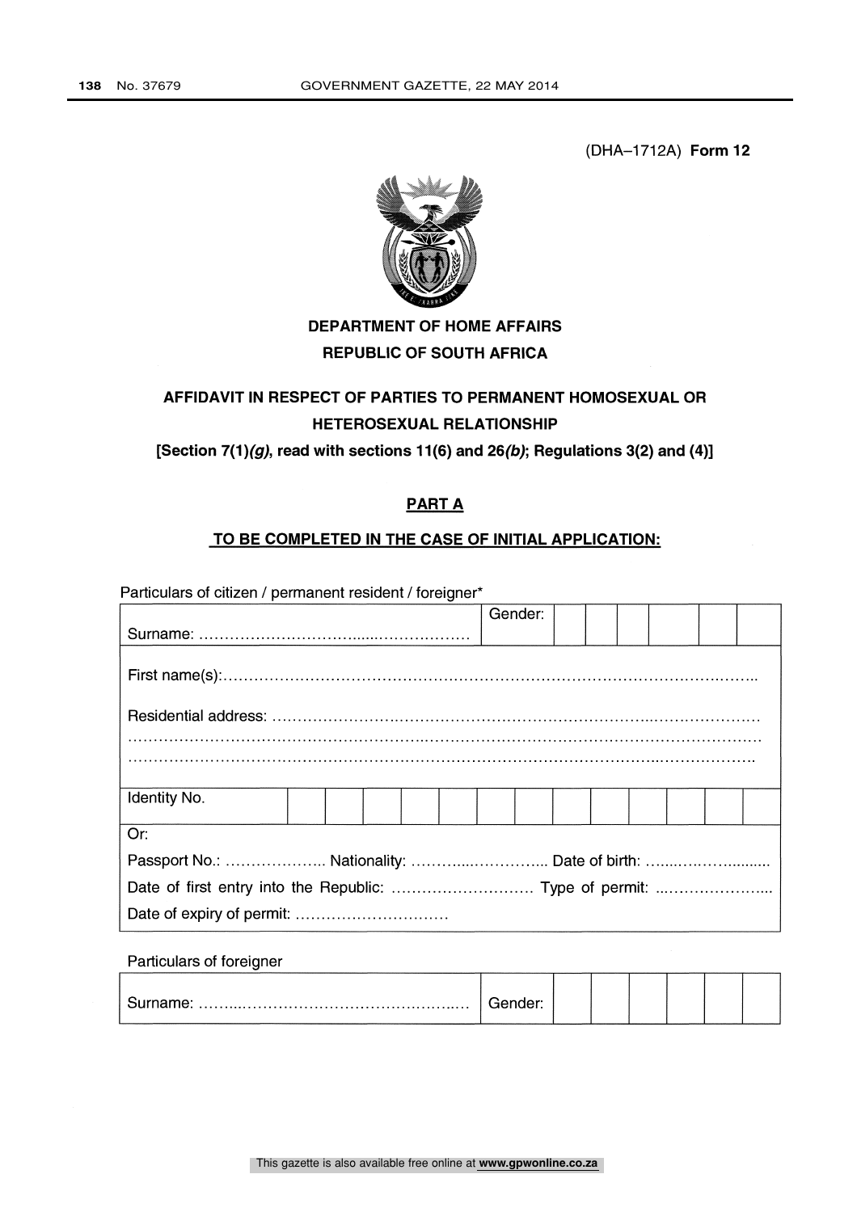(DHA–1712A) **Form 12**

**DEPARTMENT OF HOME AFFAIRS**

**REPUBLIC OF SOUTH AFRICA**

## AFFIDAVIT IN RESPECT OF PARTIES TO PERMANENT HOMOSEXUAL OR HETEROSEXUAL RELATIONSHIP

**[Section 7(1)*(g)*, read with sections 11(6) and 26*(b)*; Regulations 3(2) and (4)]**

### PART A

### TO BE COMPLETED IN THE CASE OF INITIAL APPLICATION:

Particulars of citizen / permanent resident / foreigner*

| Surname: …………………………………………………… | Gender: | | | | | | |
|---|---|---|---|---|---|---|---|
| First name(s):………………………………………………………………………………………………… | | | | | | | |
| Residential address: ………………………………………………………………………………… ………………………………………………………………………………………………………… ………………………………………………………………………………………………………… | | | | | | | |

| Identity No. | | | | | | | | | | | | | |
|---|---|---|---|---|---|---|---|---|---|---|---|---|---|

Or:

Passport No.: ……………….. Nationality: ……….……………. Date of birth: ……..……….........

Date of first entry into the Republic: ……………………… Type of permit: ...………………...

Date of expiry of permit: …………………………

Particulars of foreigner

| Surname: ……...…………………………………..… | Gender: | | | | | | |
|---|---|---|---|---|---|---|---|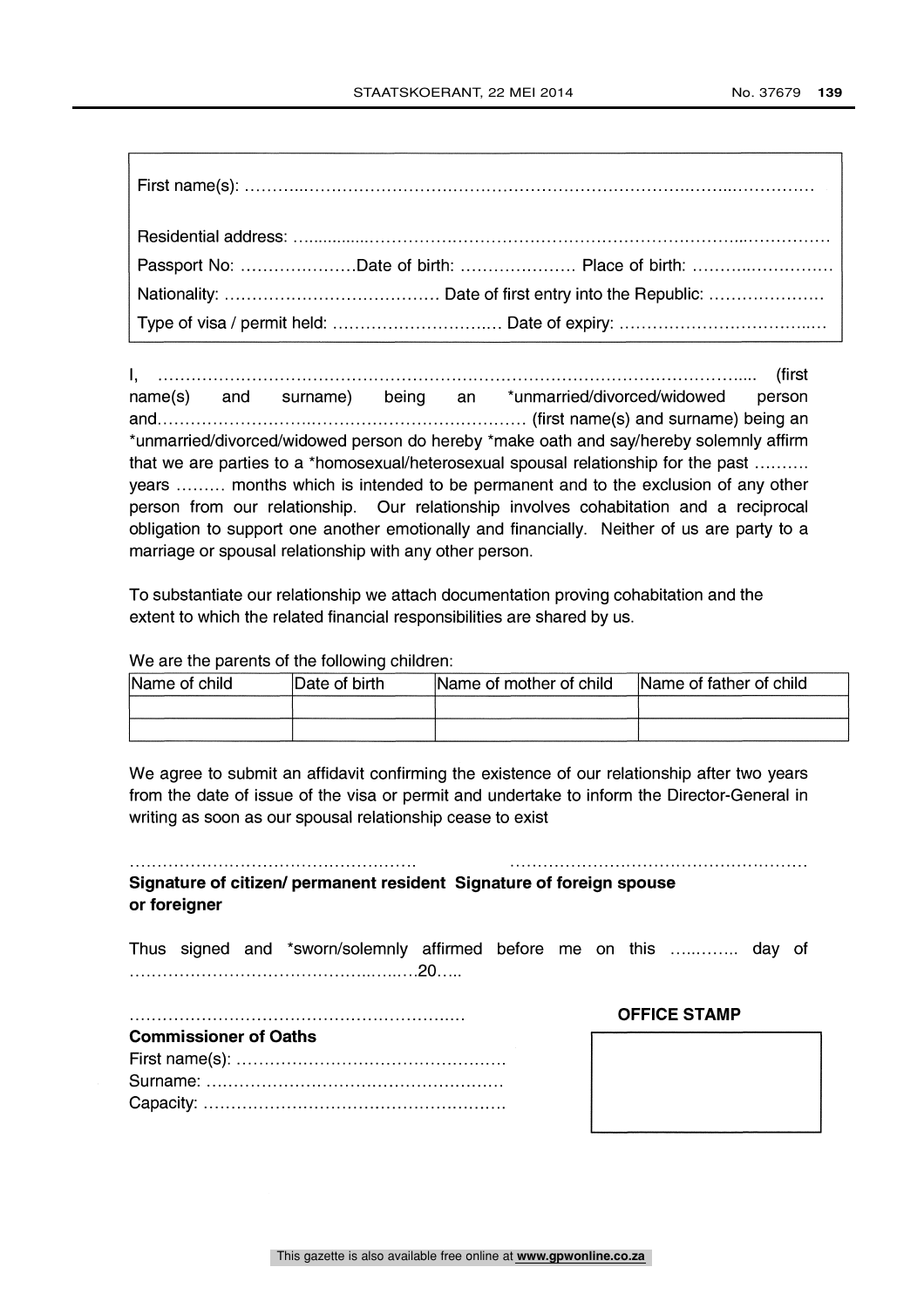First name(s): ……………………………………………………………………………………………

Residential address: ……………………………………………………………………………………

Passport No: …………………Date of birth: ………………… Place of birth: ……………………

Nationality: ………………………………… Date of first entry into the Republic: …………………

Type of visa / permit held: ………………………… Date of expiry: ………………………………

I, ………………………………………………………………………………………………….... (first name(s) and surname) being an *unmarried/divorced/widowed person and……………………………………………………………… (first name(s) and surname) being an *unmarried/divorced/widowed person do hereby *make oath and say/hereby solemnly affirm that we are parties to a *homosexual/heterosexual spousal relationship for the past ………. years ……… months which is intended to be permanent and to the exclusion of any other person from our relationship. Our relationship involves cohabitation and a reciprocal obligation to support one another emotionally and financially. Neither of us are party to a marriage or spousal relationship with any other person.

To substantiate our relationship we attach documentation proving cohabitation and the extent to which the related financial responsibilities are shared by us.

We are the parents of the following children:

| Name of child | Date of birth | Name of mother of child | Name of father of child |
|---|---|---|---|
| | | | |
| | | | |

We agree to submit an affidavit confirming the existence of our relationship after two years from the date of issue of the visa or permit and undertake to inform the Director-General in writing as soon as our spousal relationship cease to exist

……………………………………………… ………………………………………………

**Signature of citizen/ permanent resident or foreigner** **Signature of foreign spouse**

Thus signed and *sworn/solemnly affirmed before me on this ………… day of ……………………………………………20…..

……………………………………………………

**Commissioner of Oaths**

First name(s): ……………………………………………

Surname: ………………………………………………

Capacity: ………………………………………………

**OFFICE STAMP**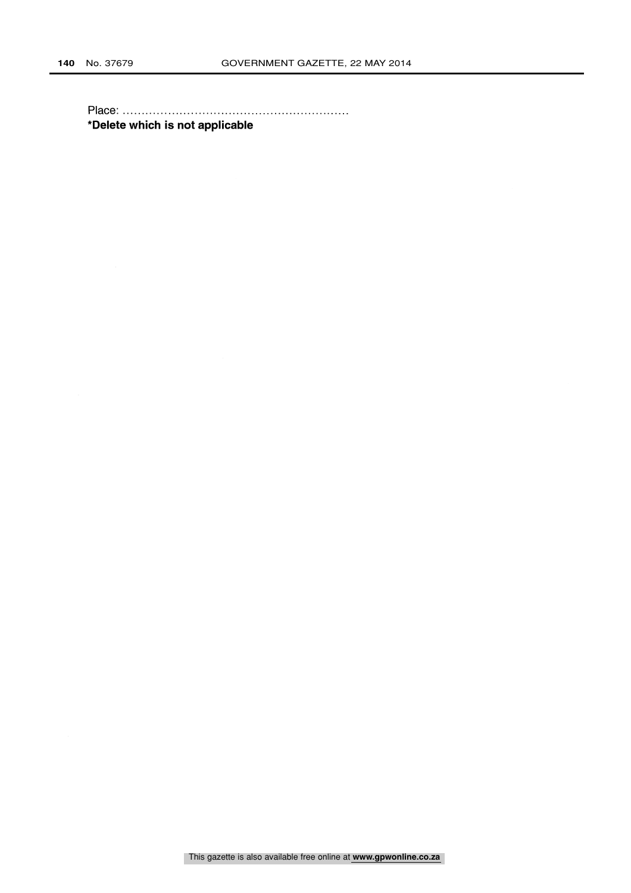Place: ……………………………………………………

**\*Delete which is not applicable**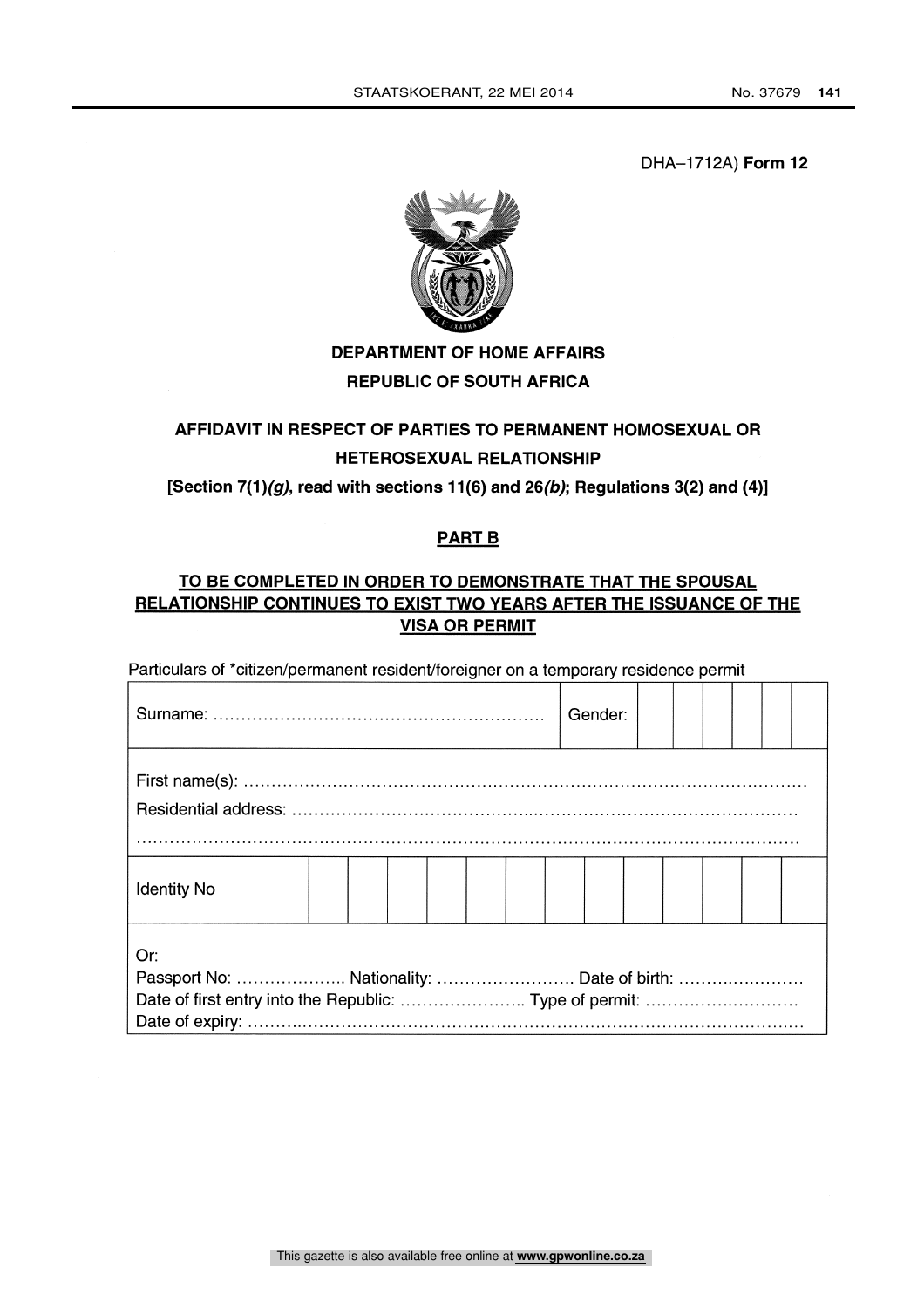DHA–1712A) **Form 12**

**DEPARTMENT OF HOME AFFAIRS**

**REPUBLIC OF SOUTH AFRICA**

## AFFIDAVIT IN RESPECT OF PARTIES TO PERMANENT HOMOSEXUAL OR HETEROSEXUAL RELATIONSHIP

**[Section 7(1)*(g)*, read with sections 11(6) and 26*(b)*; Regulations 3(2) and (4)]**

### PART B

### TO BE COMPLETED IN ORDER TO DEMONSTRATE THAT THE SPOUSAL RELATIONSHIP CONTINUES TO EXIST TWO YEARS AFTER THE ISSUANCE OF THE VISA OR PERMIT

Particulars of *citizen/permanent resident/foreigner on a temporary residence permit

| Surname: ………………………………………………… | Gender: | | | | | | |
|---|---|---|---|---|---|---|---|
| First name(s): ……………………………………………………………………………………<br>Residential address: ……………………………………………………………………………<br>…………………………………………………………………………………………………… | | | | | | | |

| Identity No | | | | | | | | | | | | | |
|---|---|---|---|---|---|---|---|---|---|---|---|---|---|

Or:
Passport No: ……………….. Nationality: ……………………. Date of birth: ………………….
Date of first entry into the Republic: ………………….. Type of permit: ………………………
Date of expiry: ……………………………………………………………………………………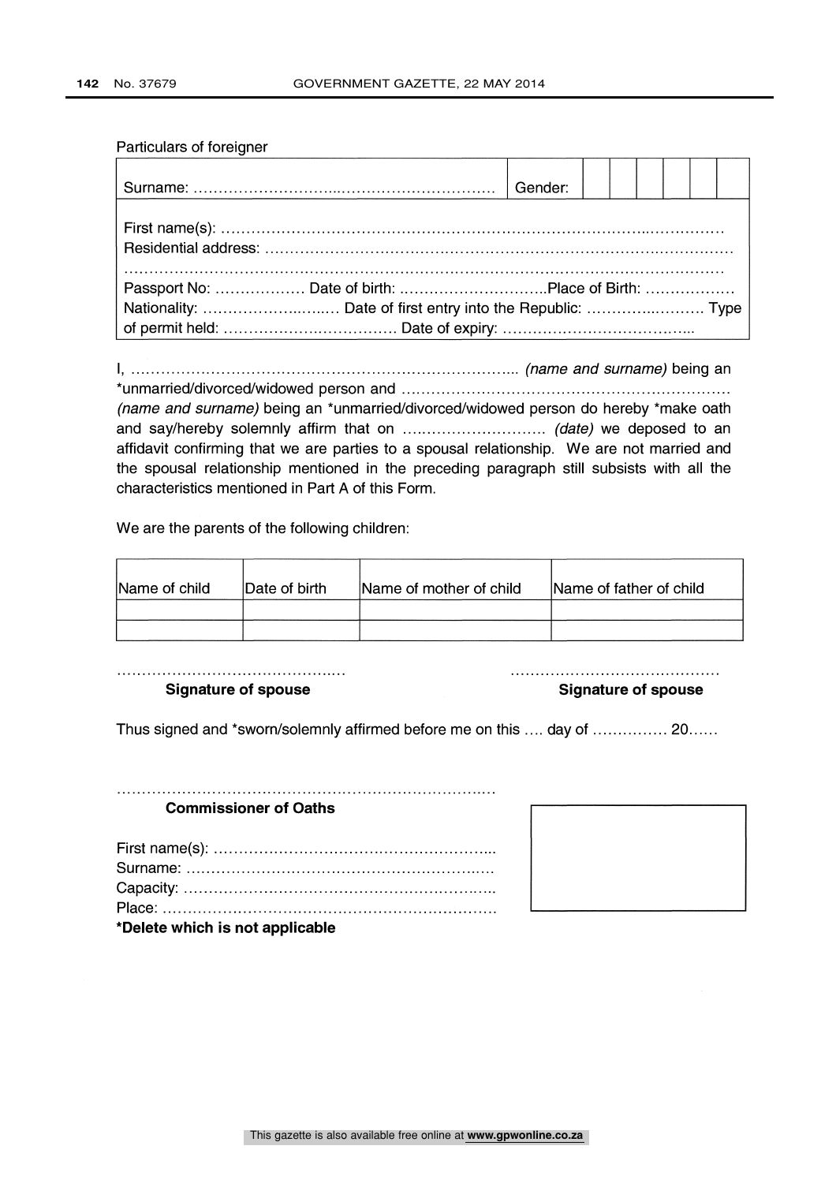Particulars of foreigner

| | | | | | | | |
|---|---|---|---|---|---|---|---|
| Surname: ………………………..………………………… | Gender: | | | | | | |
| First name(s): ………………………………………………………………………..……….……<br>Residential address: ……………………………………………………………………….…………<br>………………………………………………………………………………………………………<br>Passport No: ……………… Date of birth: ..………………………..Place of Birth: ………………<br>Nationality: ……………….…..… Date of first entry into the Republic: ………….………. Type of permit held: ……………….……………. Date of expiry: ……………………………..... | | | | | | | |

I, ………………………………………………………………….... *(name and surname)* being an *unmarried/divorced/widowed person and ………………………………………………………… *(name and surname)* being an *unmarried/divorced/widowed person do hereby *make oath and say/hereby solemnly affirm that on ….……………………. *(date)* we deposed to an affidavit confirming that we are parties to a spousal relationship. We are not married and the spousal relationship mentioned in the preceding paragraph still subsists with all the characteristics mentioned in Part A of this Form.

We are the parents of the following children:

| Name of child | Date of birth | Name of mother of child | Name of father of child |
|---|---|---|---|
| | | | |
| | | | |

……………………………………..… ……………………………………
**Signature of spouse** **Signature of spouse**

Thus signed and *sworn/solemnly affirmed before me on this …. day of …………… 20……

…………………………………………………………………..…
**Commissioner of Oaths**

First name(s): …………………………………………………...
Surname: ……………………………………………………..…
Capacity: ……………………………………………………..…..
Place: ………………………………………………………………
***Delete which is not applicable**